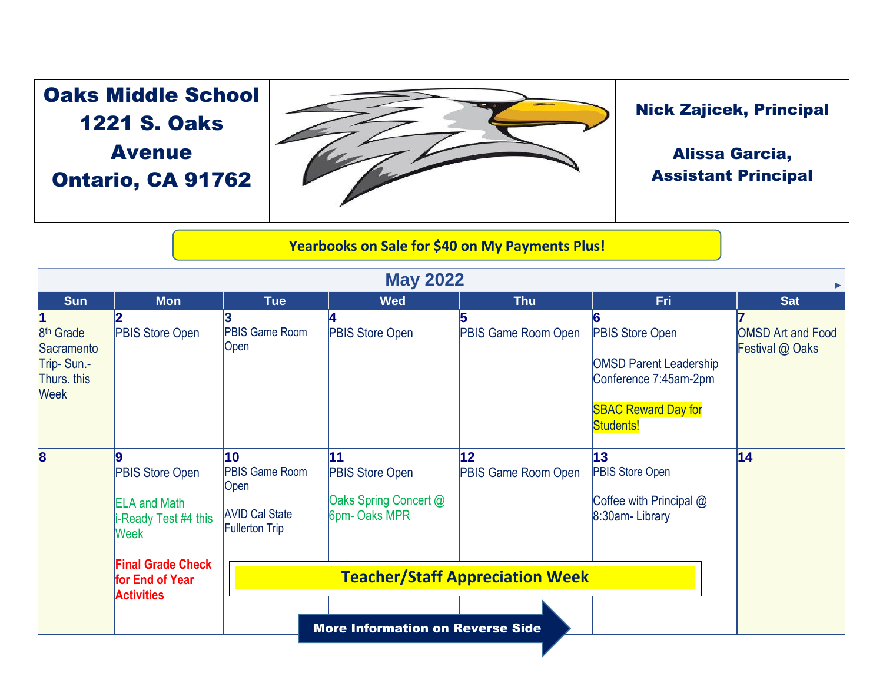**Oaks Middle School**
**1221 S. Oaks Avenue**
**Ontario, CA 91762**

**Nick Zajicek, Principal**

**Alissa Garcia, Assistant Principal**

**Yearbooks on Sale for $40 on My Payments Plus!**

## May 2022

| Sun | Mon | Tue | Wed | Thu | Fri | Sat |
|---|---|---|---|---|---|---|
| **1** 8th Grade Sacramento Trip- Sun.- Thurs. this Week | **2** PBIS Store Open | **3** PBIS Game Room Open | **4** PBIS Store Open | **5** PBIS Game Room Open | **6** PBIS Store Open<br><br>OMSD Parent Leadership Conference 7:45am-2pm<br><br>SBAC Reward Day for Students! | **7** OMSD Art and Food Festival @ Oaks |
| **8** | **9** PBIS Store Open<br><br>ELA and Math i-Ready Test #4 this Week<br><br>**Final Grade Check for End of Year Activities** | **10** PBIS Game Room Open<br><br>AVID Cal State Fullerton Trip | **11** PBIS Store Open<br><br>Oaks Spring Concert @ 6pm- Oaks MPR | **12** PBIS Game Room Open | **13** PBIS Store Open<br><br>Coffee with Principal @ 8:30am- Library | **14** |

**Teacher/Staff Appreciation Week**

**More Information on Reverse Side**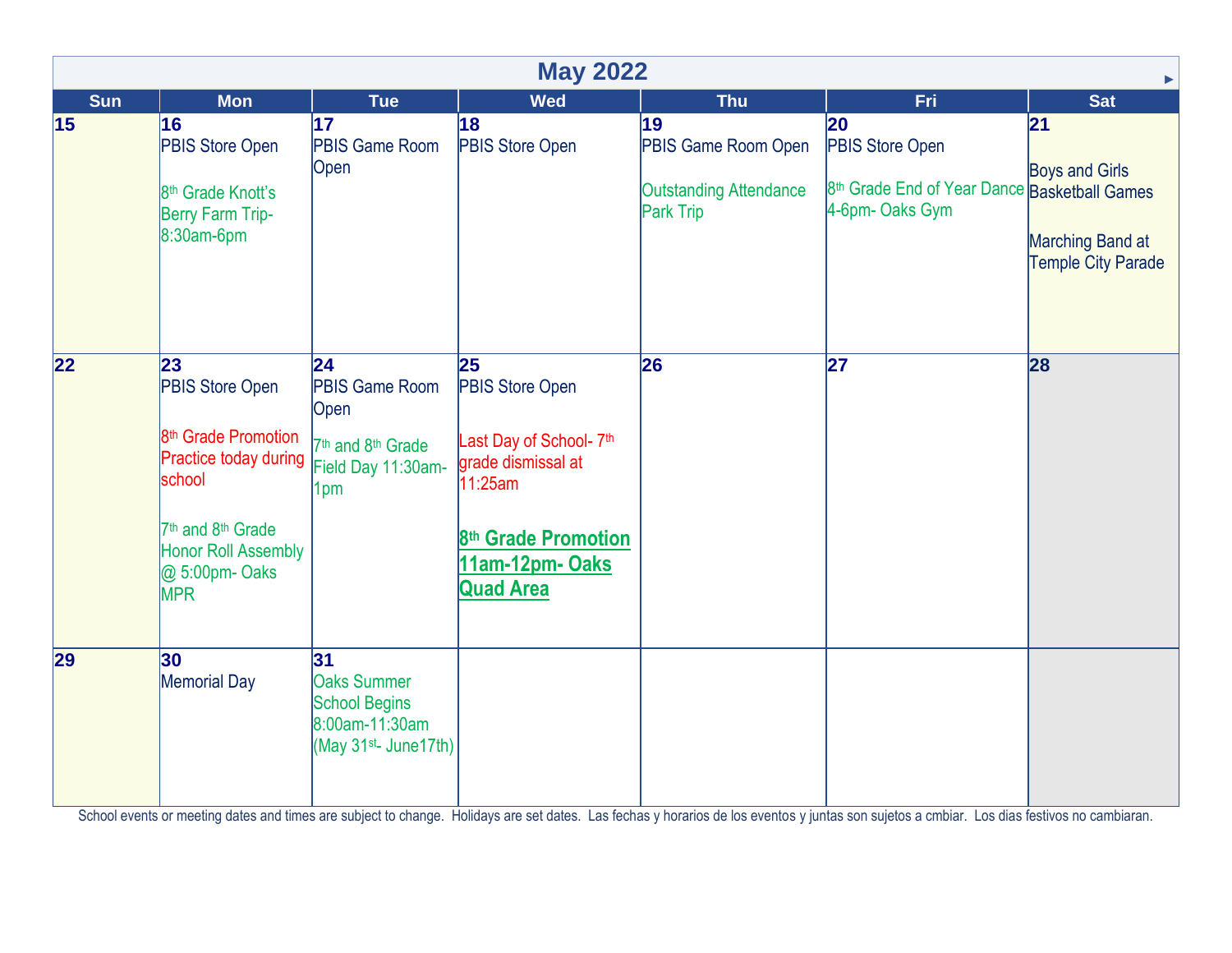# May 2022

| Sun | Mon | Tue | Wed | Thu | Fri | Sat |
|---|---|---|---|---|---|---|
| 15 | 16 PBIS Store Open<br><br>8th Grade Knott's Berry Farm Trip- 8:30am-6pm | 17 PBIS Game Room Open | 18 PBIS Store Open | 19 PBIS Game Room Open<br><br>Outstanding Attendance Park Trip | 20 PBIS Store Open<br><br>8th Grade End of Year Dance 4-6pm- Oaks Gym | 21<br><br>Boys and Girls Basketball Games<br><br>Marching Band at Temple City Parade |
| 22 | 23 PBIS Store Open<br><br>8th Grade Promotion Practice today during school<br><br>7th and 8th Grade Honor Roll Assembly @ 5:00pm- Oaks MPR | 24 PBIS Game Room Open<br><br>7th and 8th Grade Field Day 11:30am-1pm | 25 PBIS Store Open<br><br>Last Day of School- 7th grade dismissal at 11:25am<br><br>**8th Grade Promotion 11am-12pm- Oaks Quad Area** | 26 | 27 | 28 |
| 29 | 30 Memorial Day | 31 Oaks Summer School Begins 8:00am-11:30am (May 31st- June17th) | | | | |

School events or meeting dates and times are subject to change. Holidays are set dates. Las fechas y horarios de los eventos y juntas son sujetos a cmbiar. Los dias festivos no cambiaran.